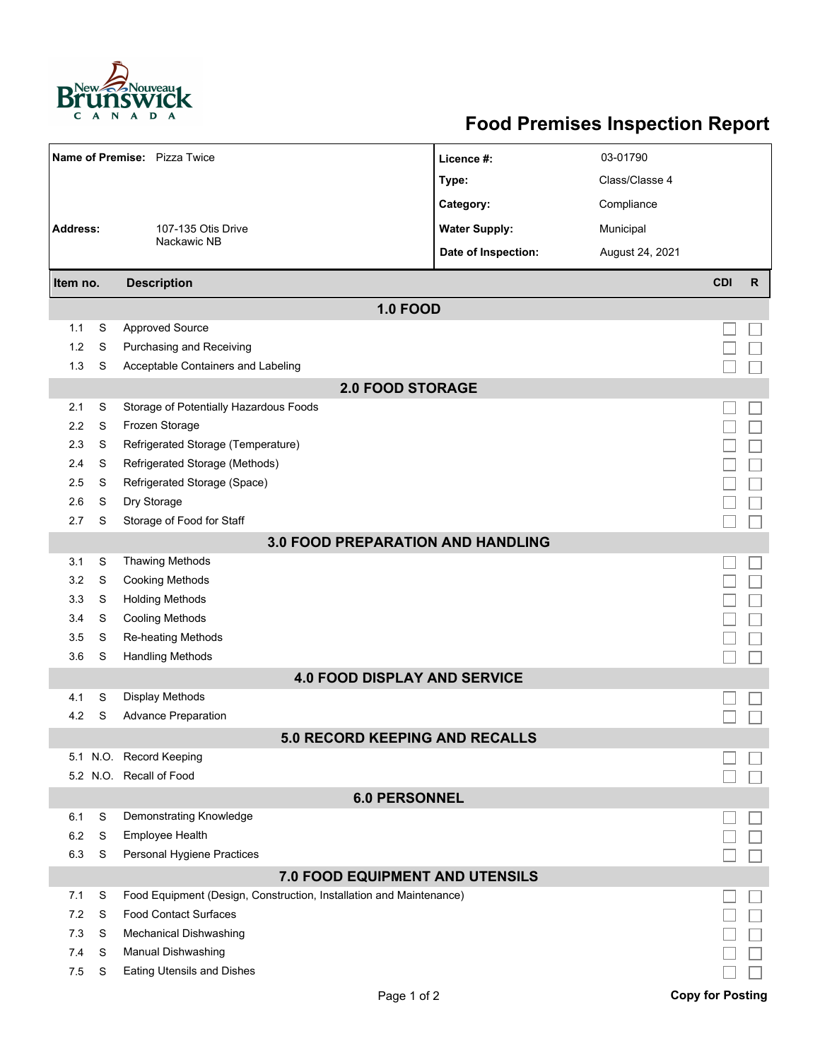# Food Premises Inspection Report

| | | | |
|---|---|---|---|
| **Name of Premise:** | Pizza Twice | **Licence #:** | 03-01790 |
| | | **Type:** | Class/Classe 4 |
| | | **Category:** | Compliance |
| **Address:** | 107-135 Otis Drive Nackawic NB | **Water Supply:** | Municipal |
| | | **Date of Inspection:** | August 24, 2021 |

| Item no. | | Description | CDI | R |
|---|---|---|---|---|
| **1.0 FOOD** | | | | |
| 1.1 | S | Approved Source | ☐ | ☐ |
| 1.2 | S | Purchasing and Receiving | ☐ | ☐ |
| 1.3 | S | Acceptable Containers and Labeling | ☐ | ☐ |
| **2.0 FOOD STORAGE** | | | | |
| 2.1 | S | Storage of Potentially Hazardous Foods | ☐ | ☐ |
| 2.2 | S | Frozen Storage | ☐ | ☐ |
| 2.3 | S | Refrigerated Storage (Temperature) | ☐ | ☐ |
| 2.4 | S | Refrigerated Storage (Methods) | ☐ | ☐ |
| 2.5 | S | Refrigerated Storage (Space) | ☐ | ☐ |
| 2.6 | S | Dry Storage | ☐ | ☐ |
| 2.7 | S | Storage of Food for Staff | ☐ | ☐ |
| **3.0 FOOD PREPARATION AND HANDLING** | | | | |
| 3.1 | S | Thawing Methods | ☐ | ☐ |
| 3.2 | S | Cooking Methods | ☐ | ☐ |
| 3.3 | S | Holding Methods | ☐ | ☐ |
| 3.4 | S | Cooling Methods | ☐ | ☐ |
| 3.5 | S | Re-heating Methods | ☐ | ☐ |
| 3.6 | S | Handling Methods | ☐ | ☐ |
| **4.0 FOOD DISPLAY AND SERVICE** | | | | |
| 4.1 | S | Display Methods | ☐ | ☐ |
| 4.2 | S | Advance Preparation | ☐ | ☐ |
| **5.0 RECORD KEEPING AND RECALLS** | | | | |
| 5.1 | N.O. | Record Keeping | ☐ | ☐ |
| 5.2 | N.O. | Recall of Food | ☐ | ☐ |
| **6.0 PERSONNEL** | | | | |
| 6.1 | S | Demonstrating Knowledge | ☐ | ☐ |
| 6.2 | S | Employee Health | ☐ | ☐ |
| 6.3 | S | Personal Hygiene Practices | ☐ | ☐ |
| **7.0 FOOD EQUIPMENT AND UTENSILS** | | | | |
| 7.1 | S | Food Equipment (Design, Construction, Installation and Maintenance) | ☐ | ☐ |
| 7.2 | S | Food Contact Surfaces | ☐ | ☐ |
| 7.3 | S | Mechanical Dishwashing | ☐ | ☐ |
| 7.4 | S | Manual Dishwashing | ☐ | ☐ |
| 7.5 | S | Eating Utensils and Dishes | ☐ | ☐ |

**Copy for Posting**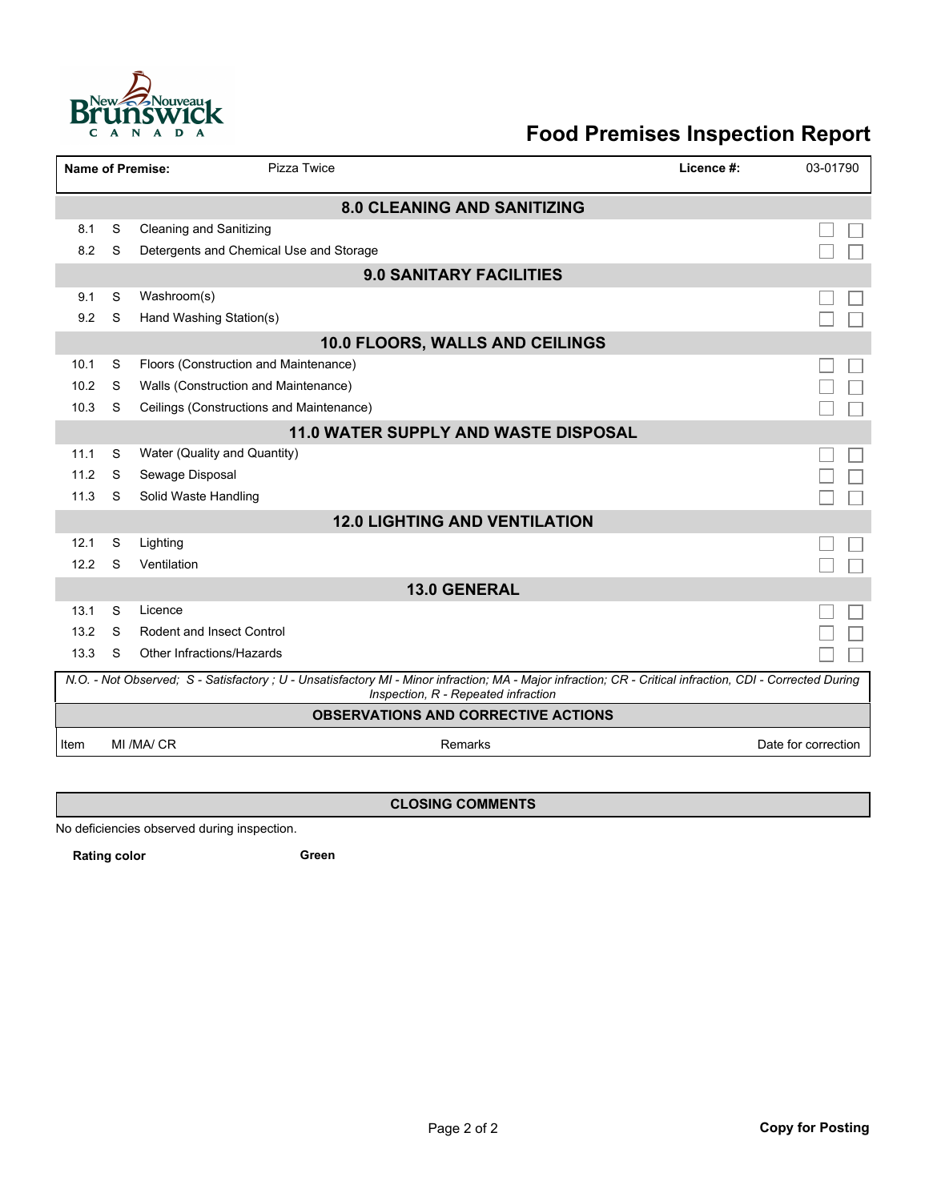# Food Premises Inspection Report

| Name of Premise: | Pizza Twice | Licence #: | 03-01790 |
|---|---|---|---|

## 8.0 CLEANING AND SANITIZING

| | | | | |
|---|---|---|---|---|
| 8.1 | S | Cleaning and Sanitizing | ☐ | ☐ |
| 8.2 | S | Detergents and Chemical Use and Storage | ☐ | ☐ |

## 9.0 SANITARY FACILITIES

| | | | | |
|---|---|---|---|---|
| 9.1 | S | Washroom(s) | ☐ | ☐ |
| 9.2 | S | Hand Washing Station(s) | ☐ | ☐ |

## 10.0 FLOORS, WALLS AND CEILINGS

| | | | | |
|---|---|---|---|---|
| 10.1 | S | Floors (Construction and Maintenance) | ☐ | ☐ |
| 10.2 | S | Walls (Construction and Maintenance) | ☐ | ☐ |
| 10.3 | S | Ceilings (Constructions and Maintenance) | ☐ | ☐ |

## 11.0 WATER SUPPLY AND WASTE DISPOSAL

| | | | | |
|---|---|---|---|---|
| 11.1 | S | Water (Quality and Quantity) | ☐ | ☐ |
| 11.2 | S | Sewage Disposal | ☐ | ☐ |
| 11.3 | S | Solid Waste Handling | ☐ | ☐ |

## 12.0 LIGHTING AND VENTILATION

| | | | | |
|---|---|---|---|---|
| 12.1 | S | Lighting | ☐ | ☐ |
| 12.2 | S | Ventilation | ☐ | ☐ |

## 13.0 GENERAL

| | | | | |
|---|---|---|---|---|
| 13.1 | S | Licence | ☐ | ☐ |
| 13.2 | S | Rodent and Insect Control | ☐ | ☐ |
| 13.3 | S | Other Infractions/Hazards | ☐ | ☐ |

*N.O. - Not Observed; S - Satisfactory ; U - Unsatisfactory MI - Minor infraction; MA - Major infraction; CR - Critical infraction, CDI - Corrected During Inspection, R - Repeated infraction*

## OBSERVATIONS AND CORRECTIVE ACTIONS

| Item | MI /MA/ CR | Remarks | Date for correction |
|---|---|---|---|

## CLOSING COMMENTS

No deficiencies observed during inspection.

**Rating color** **Green**

**Copy for Posting**